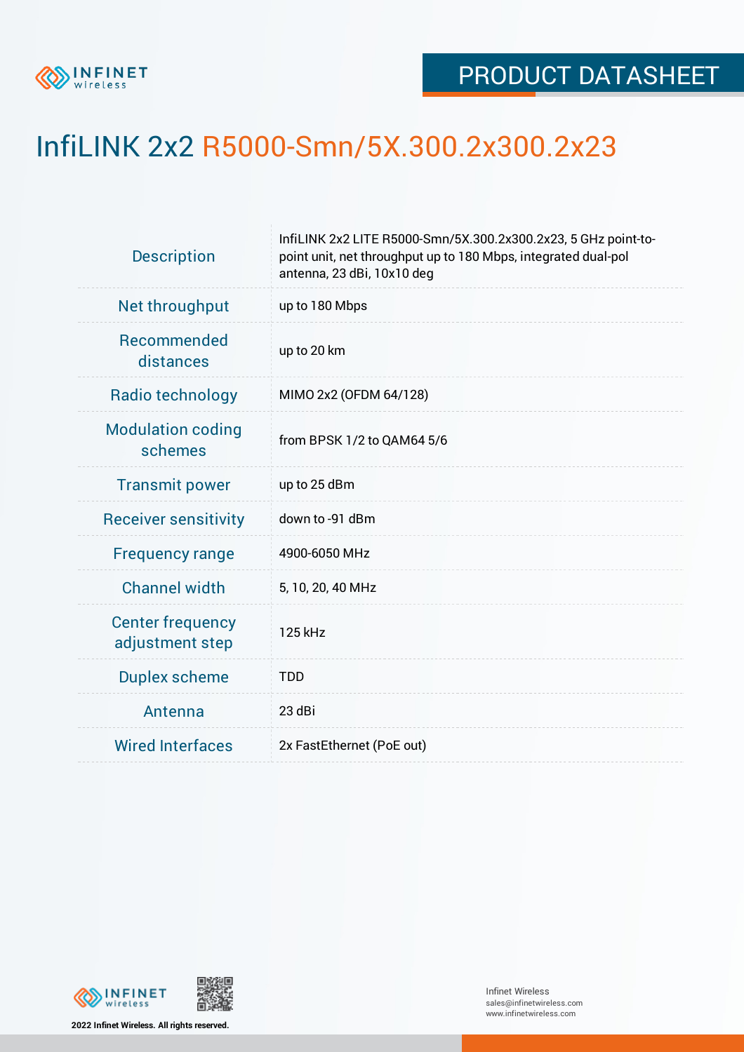PRODUCT DATASHEET

# InfiLINK 2x2 R5000-Smn/5X.300.2x300.2x23

| | |
|---|---|
| Description | InfiLINK 2x2 LITE R5000-Smn/5X.300.2x300.2x23, 5 GHz point-to-point unit, net throughput up to 180 Mbps, integrated dual-pol antenna, 23 dBi, 10x10 deg |
| Net throughput | up to 180 Mbps |
| Recommended distances | up to 20 km |
| Radio technology | MIMO 2x2 (OFDM 64/128) |
| Modulation coding schemes | from BPSK 1/2 to QAM64 5/6 |
| Transmit power | up to 25 dBm |
| Receiver sensitivity | down to -91 dBm |
| Frequency range | 4900-6050 MHz |
| Channel width | 5, 10, 20, 40 MHz |
| Center frequency adjustment step | 125 kHz |
| Duplex scheme | TDD |
| Antenna | 23 dBi |
| Wired Interfaces | 2x FastEthernet (PoE out) |

2022 Infinet Wireless. All rights reserved.

Infinet Wireless
sales@infinetwireless.com
www.infinetwireless.com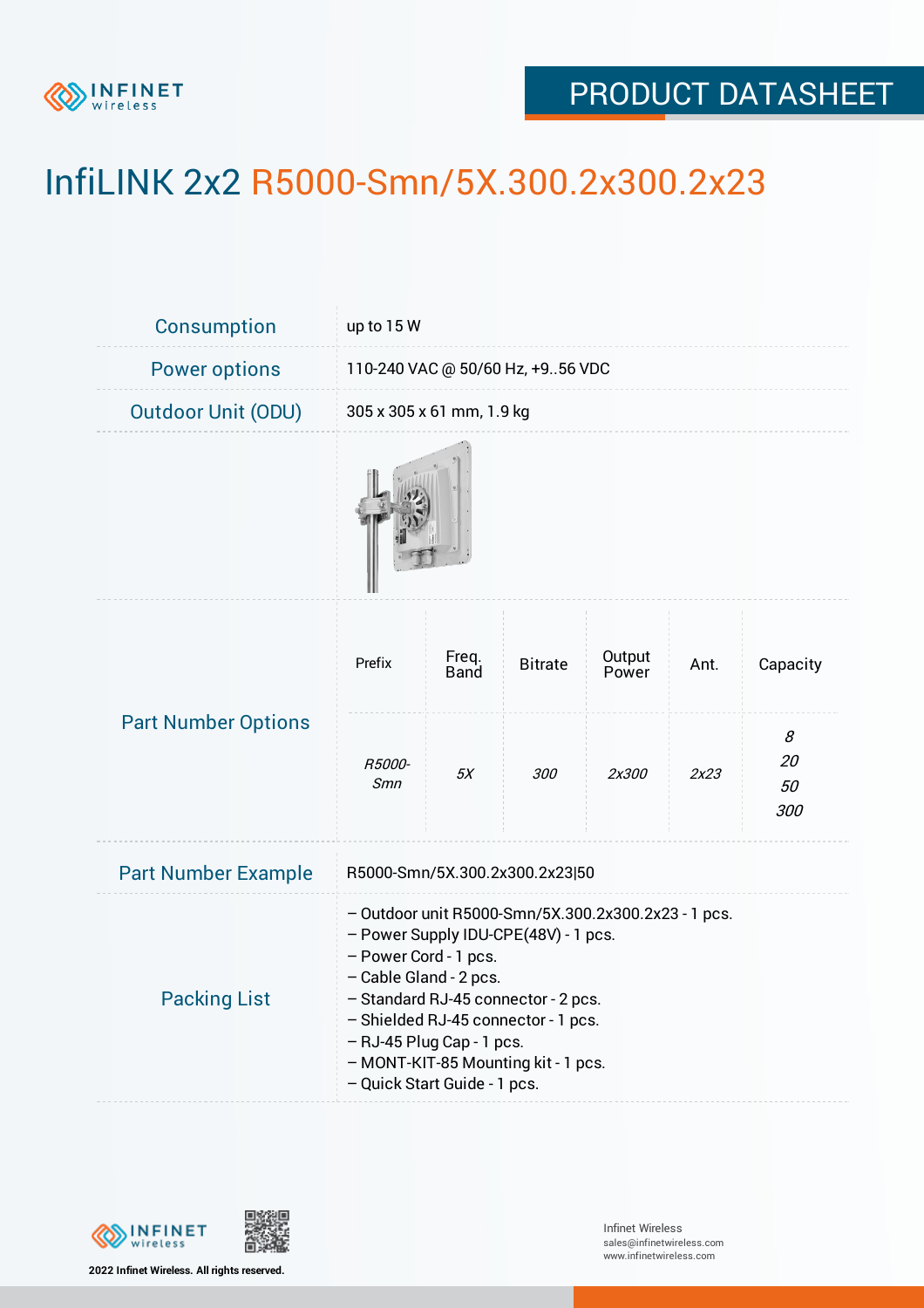# InfiLINK 2x2 R5000-Smn/5X.300.2x300.2x23

| | |
|---|---|
| Consumption | up to 15 W |
| Power options | 110-240 VAC @ 50/60 Hz, +9..56 VDC |
| Outdoor Unit (ODU) | 305 x 305 x 61 mm, 1.9 kg |

**Part Number Options**

| Prefix | Freq. Band | Bitrate | Output Power | Ant. | Capacity |
|---|---|---|---|---|---|
| *R5000-Smn* | *5X* | *300* | *2x300* | *2x23* | *8*<br>*20*<br>*50*<br>*300* |

| | |
|---|---|
| Part Number Example | R5000-Smn/5X.300.2x300.2x23\|50 |

**Packing List**

- Outdoor unit R5000-Smn/5X.300.2x300.2x23 - 1 pcs.
- Power Supply IDU-CPE(48V) - 1 pcs.
- Power Cord - 1 pcs.
- Cable Gland - 2 pcs.
- Standard RJ-45 connector - 2 pcs.
- Shielded RJ-45 connector - 1 pcs.
- RJ-45 Plug Cap - 1 pcs.
- MONT-KIT-85 Mounting kit - 1 pcs.
- Quick Start Guide - 1 pcs.

2022 Infinet Wireless. All rights reserved.

Infinet Wireless
sales@infinetwireless.com
www.infinetwireless.com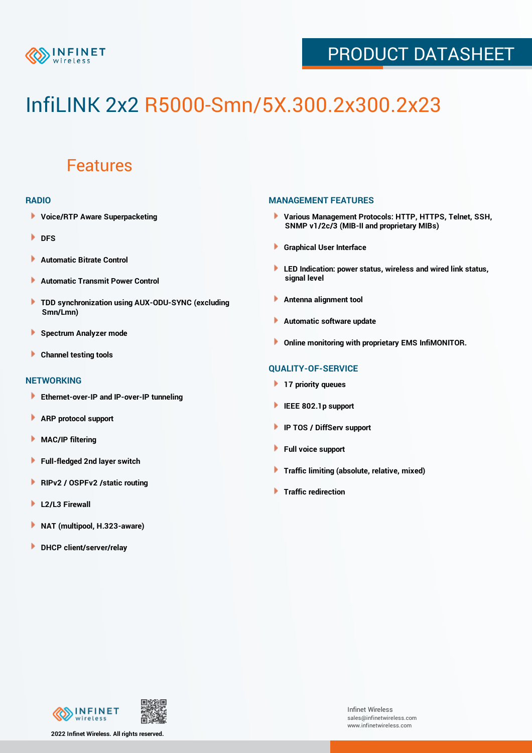# InfiLINK 2x2 R5000-Smn/5X.300.2x300.2x23

## Features

### RADIO

- Voice/RTP Aware Superpacketing
- DFS
- Automatic Bitrate Control
- Automatic Transmit Power Control
- TDD synchronization using AUX-ODU-SYNC (excluding Smn/Lmn)
- Spectrum Analyzer mode
- Channel testing tools

### NETWORKING

- Ethernet-over-IP and IP-over-IP tunneling
- ARP protocol support
- MAC/IP filtering
- Full-fledged 2nd layer switch
- RIPv2 / OSPFv2 /static routing
- L2/L3 Firewall
- NAT (multipool, H.323-aware)
- DHCP client/server/relay

### MANAGEMENT FEATURES

- Various Management Protocols: HTTP, HTTPS, Telnet, SSH, SNMP v1/2c/3 (MIB-II and proprietary MIBs)
- Graphical User Interface
- LED Indication: power status, wireless and wired link status, signal level
- Antenna alignment tool
- Automatic software update
- Online monitoring with proprietary EMS InfiMONITOR.

### QUALITY-OF-SERVICE

- 17 priority queues
- IEEE 802.1p support
- IP TOS / DiffServ support
- Full voice support
- Traffic limiting (absolute, relative, mixed)
- Traffic redirection

2022 Infinet Wireless. All rights reserved.

Infinet Wireless
sales@infinetwireless.com
www.infinetwireless.com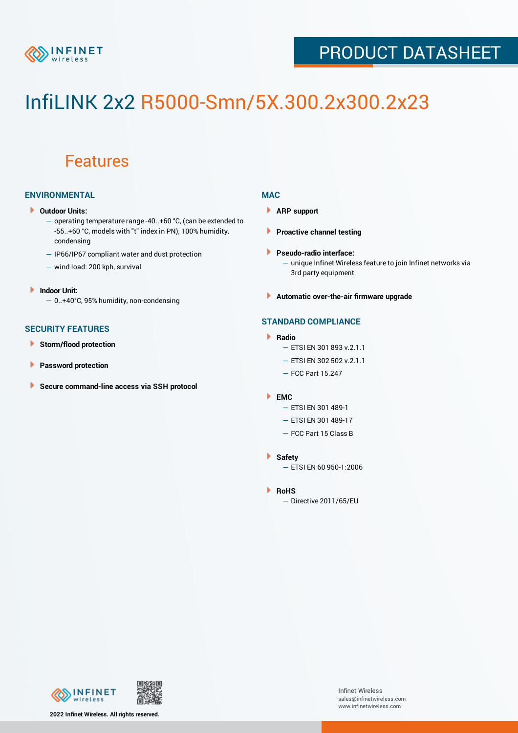# InfiLINK 2x2 R5000-Smn/5X.300.2x300.2x23

## Features

### ENVIRONMENTAL

- **Outdoor Units:**
  - operating temperature range -40..+60 °C, (can be extended to -55..+60 °C, models with "t" index in PN), 100% humidity, condensing
  - IP66/IP67 compliant water and dust protection
  - wind load: 200 kph, survival
- **Indoor Unit:**
  - 0..+40°C, 95% humidity, non-condensing

### SECURITY FEATURES

- **Storm/flood protection**
- **Password protection**
- **Secure command-line access via SSH protocol**

### MAC

- **ARP support**
- **Proactive channel testing**
- **Pseudo-radio interface:**
  - unique Infinet Wireless feature to join Infinet networks via 3rd party equipment
- **Automatic over-the-air firmware upgrade**

### STANDARD COMPLIANCE

- **Radio**
  - ETSI EN 301 893 v.2.1.1
  - ETSI EN 302 502 v.2.1.1
  - FCC Part 15.247
- **EMC**
  - ETSI EN 301 489-1
  - ETSI EN 301 489-17
  - FCC Part 15 Class B
- **Safety**
  - ETSI EN 60 950-1:2006
- **RoHS**
  - Directive 2011/65/EU

**2022 Infinet Wireless. All rights reserved.**

Infinet Wireless
sales@infinetwireless.com
www.infinetwireless.com